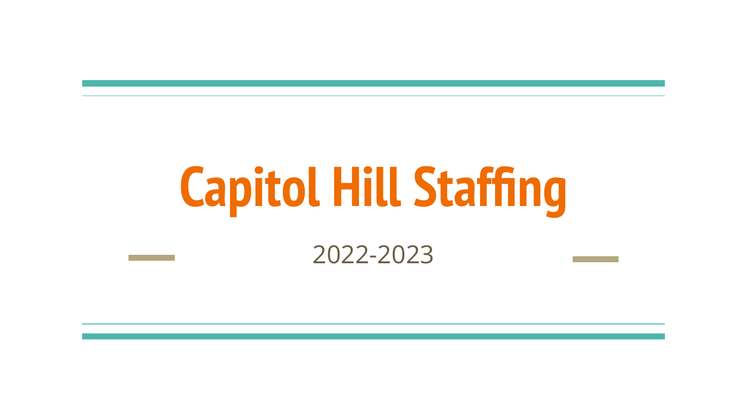# Capitol Hill Staffing

2022-2023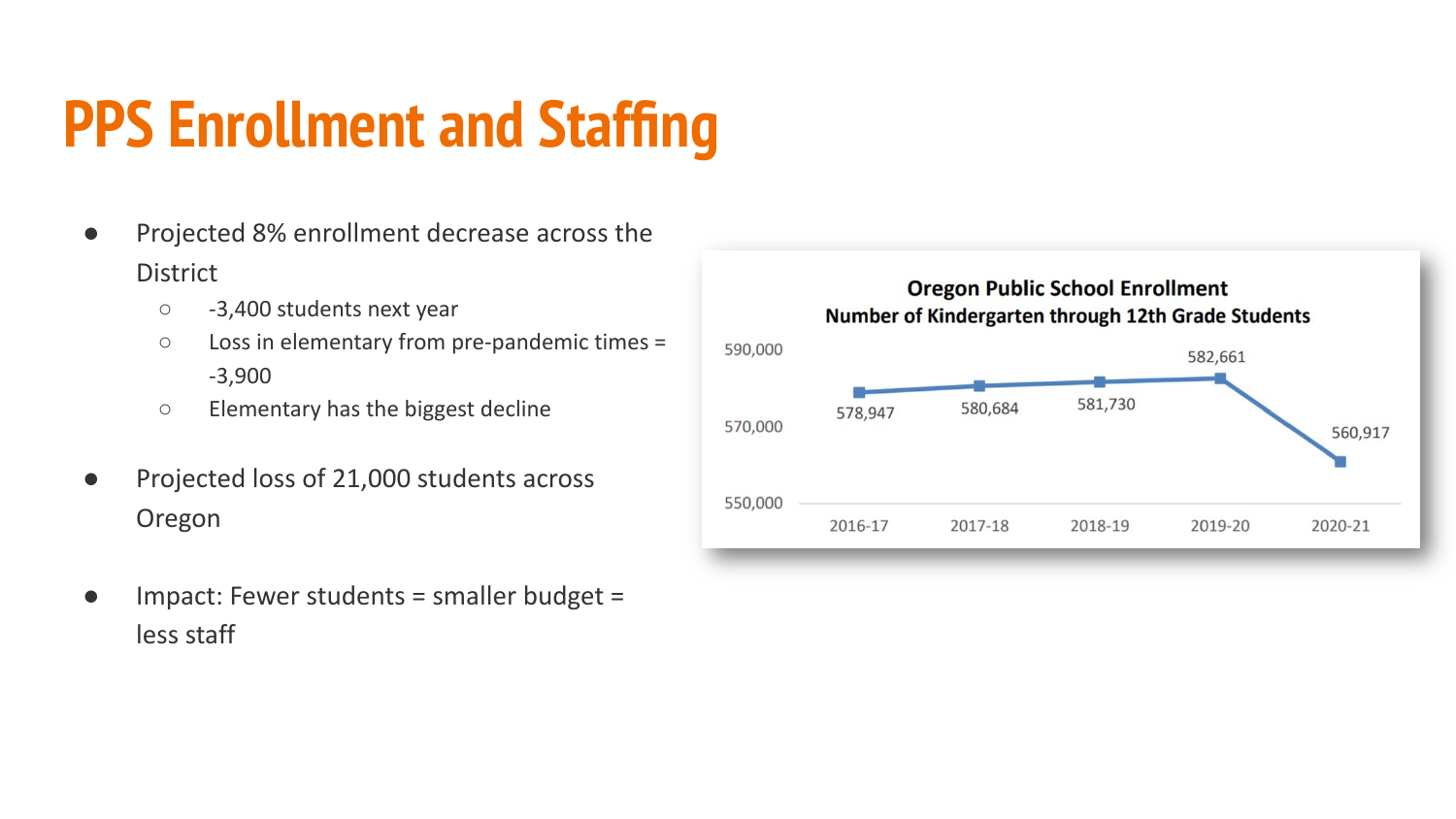# PPS Enrollment and Staffing

- Projected 8% enrollment decrease across the District
  - -3,400 students next year
  - Loss in elementary from pre-pandemic times = -3,900
  - Elementary has the biggest decline
- Projected loss of 21,000 students across Oregon
- Impact: Fewer students = smaller budget = less staff

**Oregon Public School Enrollment**
**Number of Kindergarten through 12th Grade Students**

| 2016-17 | 2017-18 | 2018-19 | 2019-20 | 2020-21 |
|---|---|---|---|---|
| 578,947 | 580,684 | 581,730 | 582,661 | 560,917 |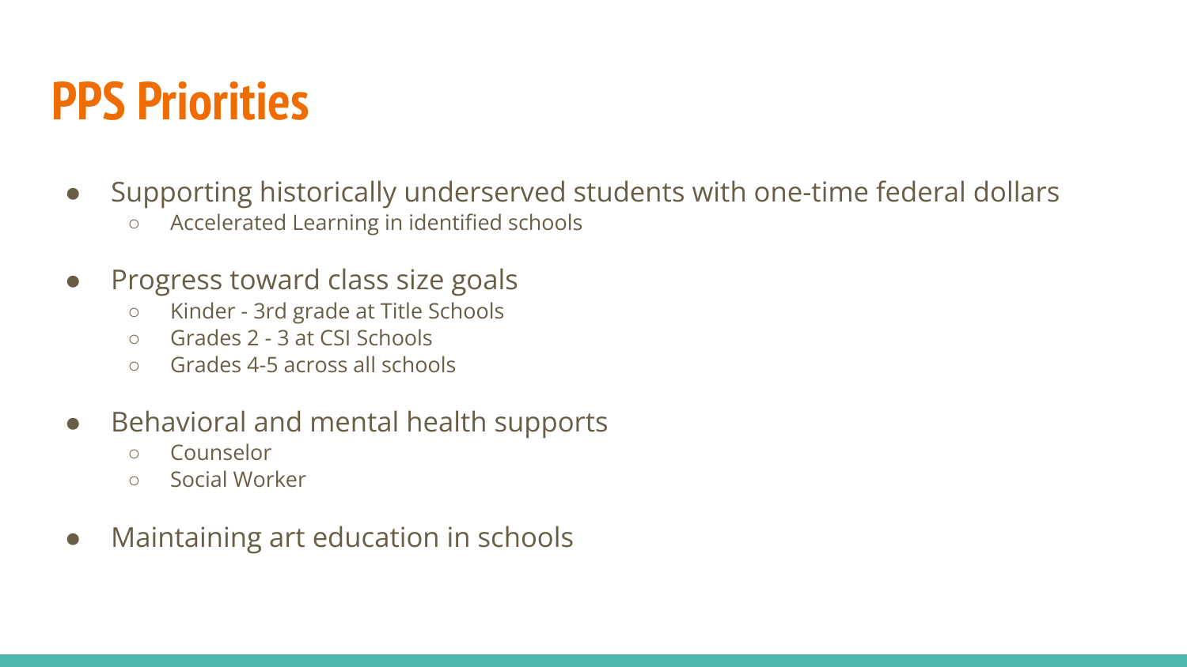# PPS Priorities

- Supporting historically underserved students with one-time federal dollars
  - Accelerated Learning in identified schools
- Progress toward class size goals
  - Kinder - 3rd grade at Title Schools
  - Grades 2 - 3 at CSI Schools
  - Grades 4-5 across all schools
- Behavioral and mental health supports
  - Counselor
  - Social Worker
- Maintaining art education in schools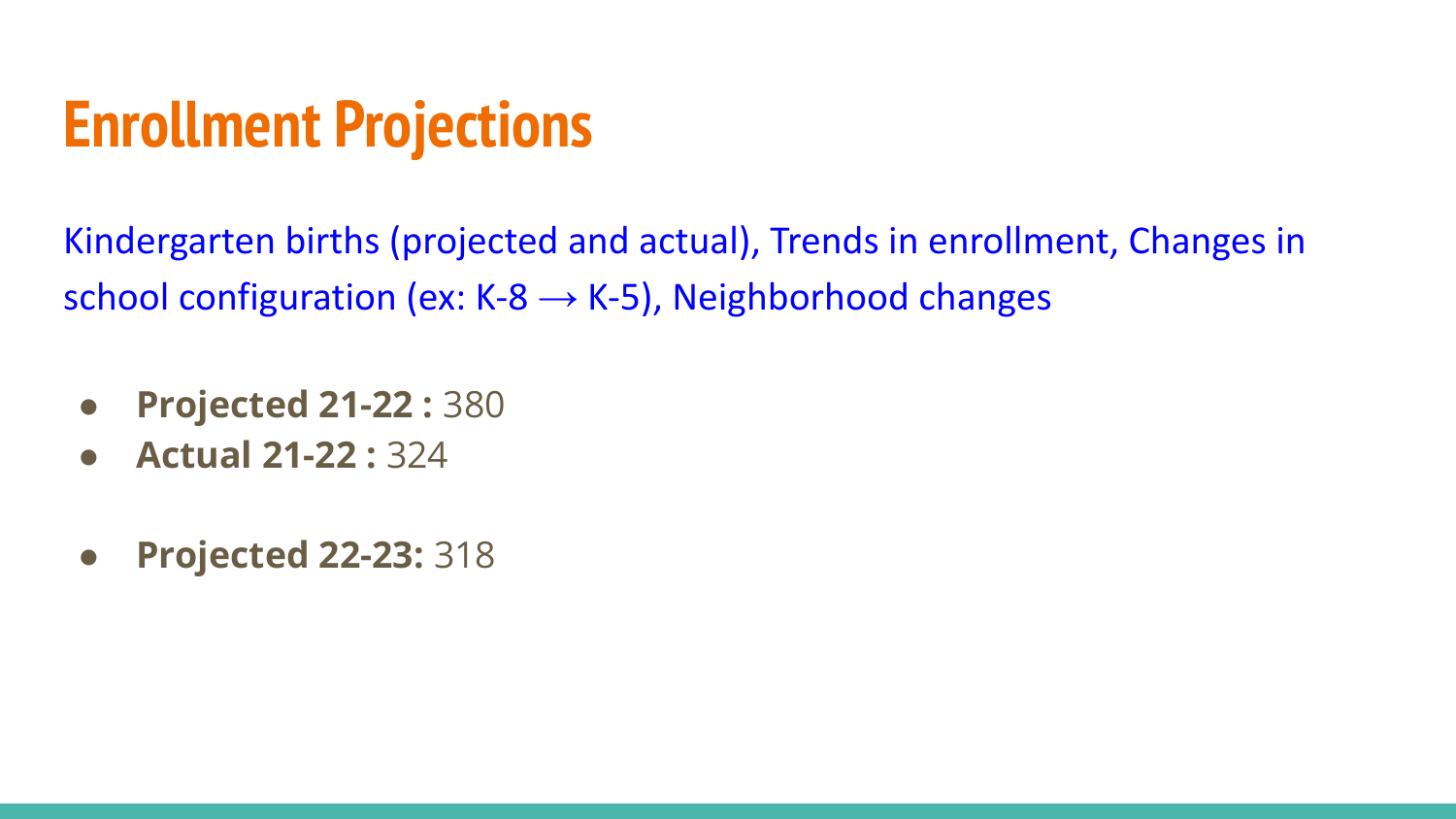# Enrollment Projections

Kindergarten births (projected and actual), Trends in enrollment, Changes in school configuration (ex: K-8 → K-5), Neighborhood changes

- **Projected 21-22 :** 380
- **Actual 21-22 :** 324

- **Projected 22-23:** 318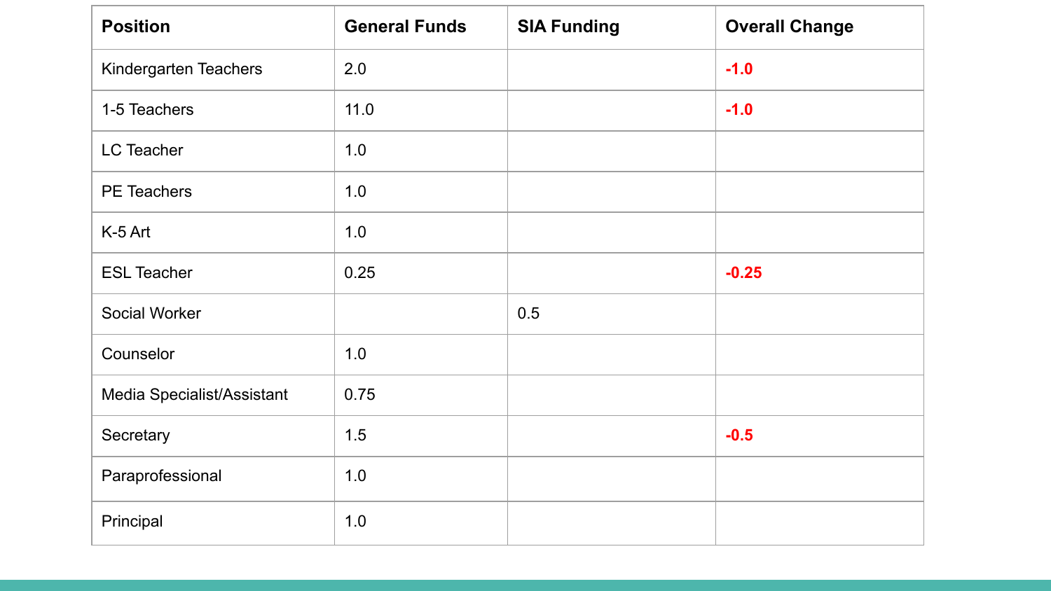| Position | General Funds | SIA Funding | Overall Change |
|---|---|---|---|
| Kindergarten Teachers | 2.0 | | -1.0 |
| 1-5 Teachers | 11.0 | | -1.0 |
| LC Teacher | 1.0 | | |
| PE Teachers | 1.0 | | |
| K-5 Art | 1.0 | | |
| ESL Teacher | 0.25 | | -0.25 |
| Social Worker | | 0.5 | |
| Counselor | 1.0 | | |
| Media Specialist/Assistant | 0.75 | | |
| Secretary | 1.5 | | -0.5 |
| Paraprofessional | 1.0 | | |
| Principal | 1.0 | | |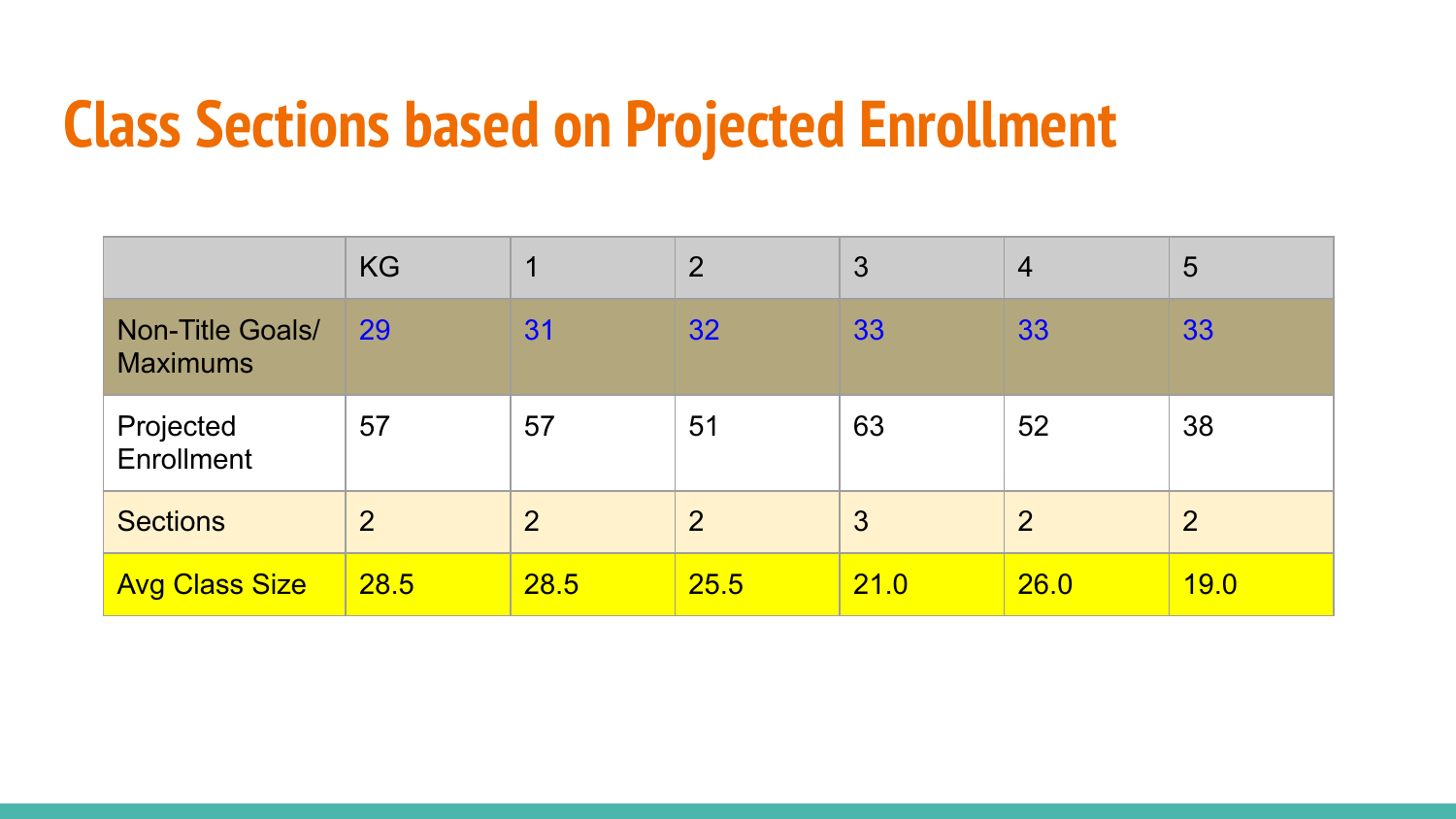# Class Sections based on Projected Enrollment

| | KG | 1 | 2 | 3 | 4 | 5 |
|---|---|---|---|---|---|---|
| Non-Title Goals/ Maximums | 29 | 31 | 32 | 33 | 33 | 33 |
| Projected Enrollment | 57 | 57 | 51 | 63 | 52 | 38 |
| Sections | 2 | 2 | 2 | 3 | 2 | 2 |
| Avg Class Size | 28.5 | 28.5 | 25.5 | 21.0 | 26.0 | 19.0 |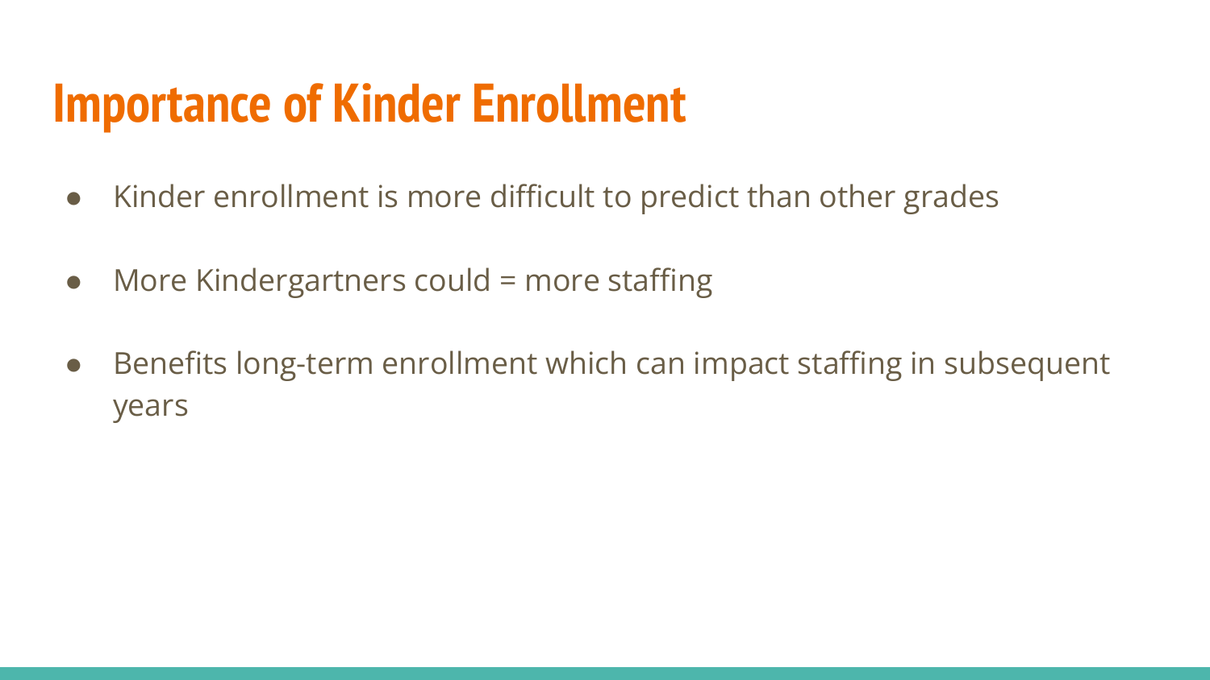# Importance of Kinder Enrollment

- Kinder enrollment is more difficult to predict than other grades
- More Kindergartners could = more staffing
- Benefits long-term enrollment which can impact staffing in subsequent years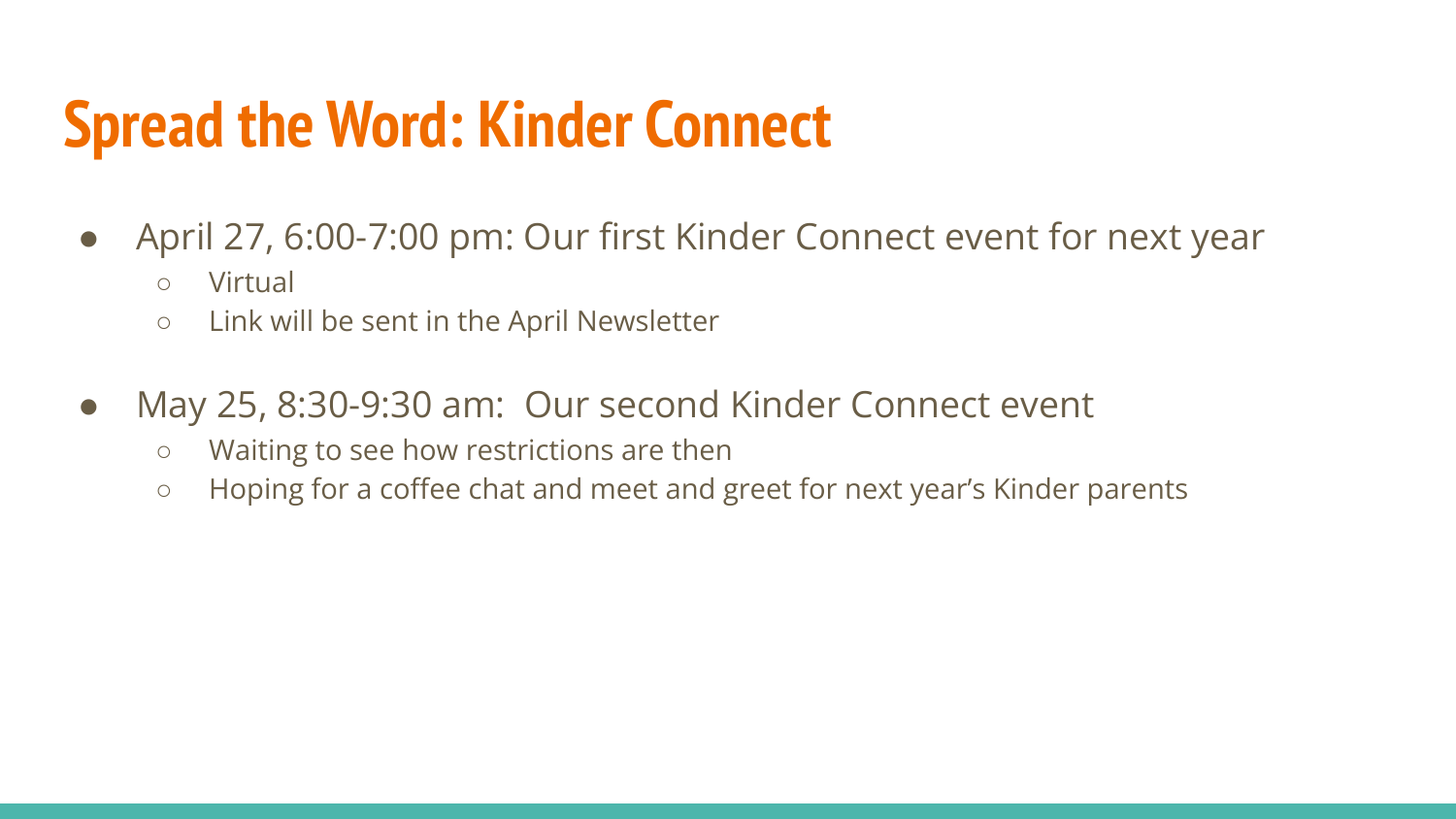# Spread the Word: Kinder Connect

- April 27, 6:00-7:00 pm: Our first Kinder Connect event for next year
  - Virtual
  - Link will be sent in the April Newsletter
- May 25, 8:30-9:30 am:  Our second Kinder Connect event
  - Waiting to see how restrictions are then
  - Hoping for a coffee chat and meet and greet for next year's Kinder parents